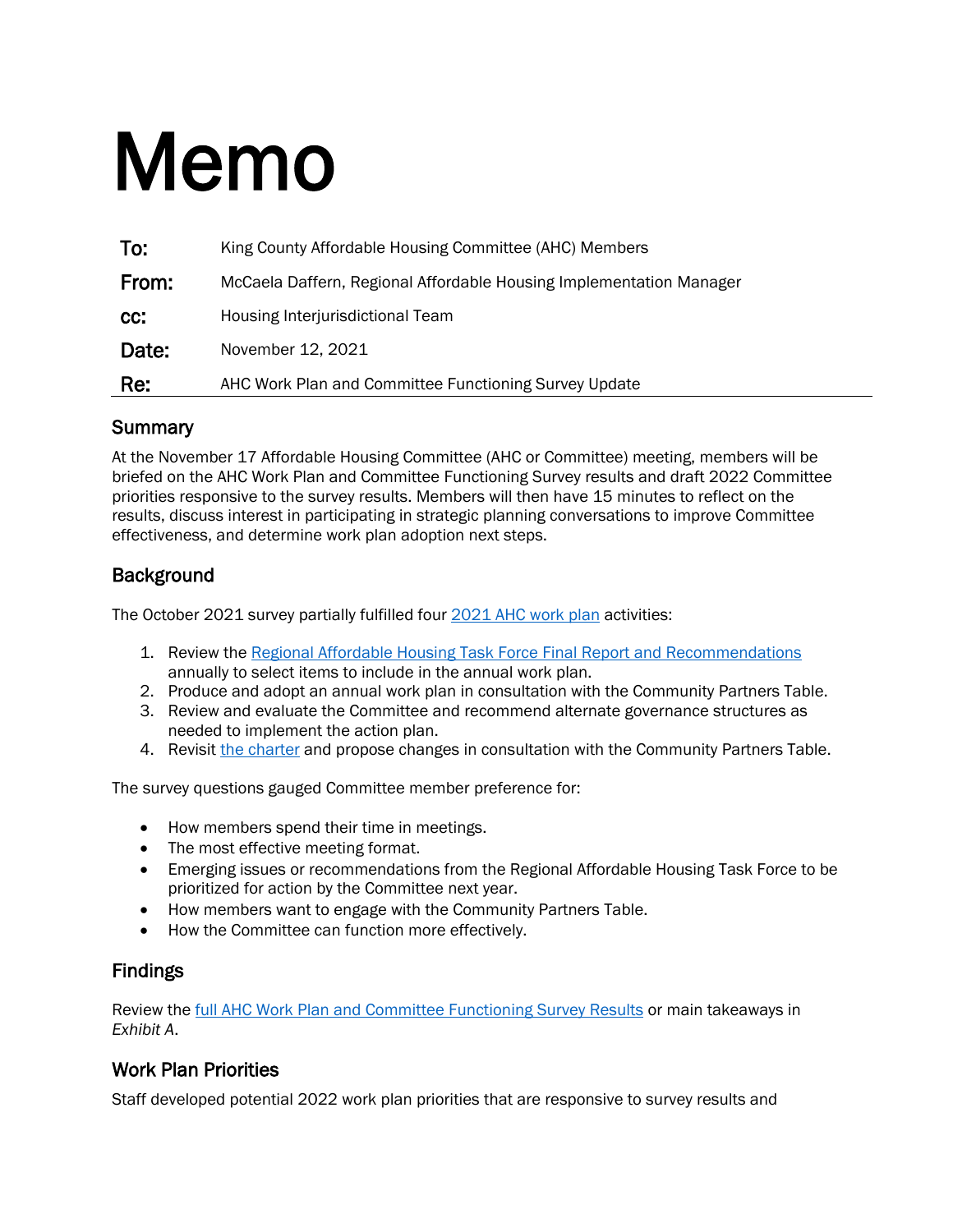# Memo

| | |
|---|---|
| **To:** | King County Affordable Housing Committee (AHC) Members |
| **From:** | McCaela Daffern, Regional Affordable Housing Implementation Manager |
| **cc:** | Housing Interjurisdictional Team |
| **Date:** | November 12, 2021 |
| **Re:** | AHC Work Plan and Committee Functioning Survey Update |

## Summary

At the November 17 Affordable Housing Committee (AHC or Committee) meeting, members will be briefed on the AHC Work Plan and Committee Functioning Survey results and draft 2022 Committee priorities responsive to the survey results. Members will then have 15 minutes to reflect on the results, discuss interest in participating in strategic planning conversations to improve Committee effectiveness, and determine work plan adoption next steps.

## Background

The October 2021 survey partially fulfilled four 2021 AHC work plan activities:

1. Review the Regional Affordable Housing Task Force Final Report and Recommendations annually to select items to include in the annual work plan.
2. Produce and adopt an annual work plan in consultation with the Community Partners Table.
3. Review and evaluate the Committee and recommend alternate governance structures as needed to implement the action plan.
4. Revisit the charter and propose changes in consultation with the Community Partners Table.

The survey questions gauged Committee member preference for:

- How members spend their time in meetings.
- The most effective meeting format.
- Emerging issues or recommendations from the Regional Affordable Housing Task Force to be prioritized for action by the Committee next year.
- How members want to engage with the Community Partners Table.
- How the Committee can function more effectively.

## Findings

Review the full AHC Work Plan and Committee Functioning Survey Results or main takeaways in *Exhibit A*.

## Work Plan Priorities

Staff developed potential 2022 work plan priorities that are responsive to survey results and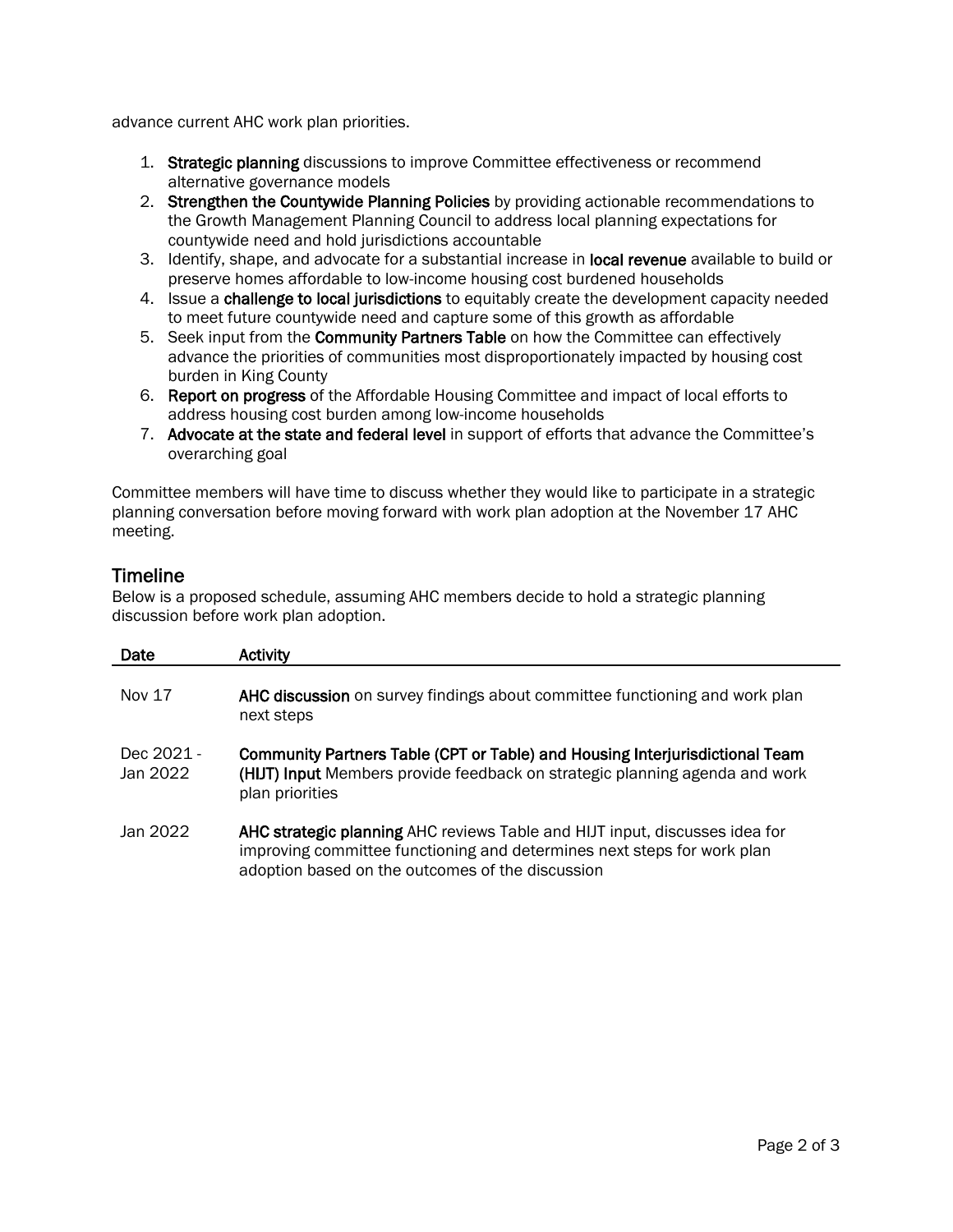advance current AHC work plan priorities.

1. **Strategic planning** discussions to improve Committee effectiveness or recommend alternative governance models
2. **Strengthen the Countywide Planning Policies** by providing actionable recommendations to the Growth Management Planning Council to address local planning expectations for countywide need and hold jurisdictions accountable
3. Identify, shape, and advocate for a substantial increase in **local revenue** available to build or preserve homes affordable to low-income housing cost burdened households
4. Issue a **challenge to local jurisdictions** to equitably create the development capacity needed to meet future countywide need and capture some of this growth as affordable
5. Seek input from the **Community Partners Table** on how the Committee can effectively advance the priorities of communities most disproportionately impacted by housing cost burden in King County
6. **Report on progress** of the Affordable Housing Committee and impact of local efforts to address housing cost burden among low-income households
7. **Advocate at the state and federal level** in support of efforts that advance the Committee's overarching goal

Committee members will have time to discuss whether they would like to participate in a strategic planning conversation before moving forward with work plan adoption at the November 17 AHC meeting.

## Timeline

Below is a proposed schedule, assuming AHC members decide to hold a strategic planning discussion before work plan adoption.

| Date | Activity |
|---|---|
| Nov 17 | **AHC discussion** on survey findings about committee functioning and work plan next steps |
| Dec 2021 - Jan 2022 | **Community Partners Table (CPT or Table) and Housing Interjurisdictional Team (HIJT) Input** Members provide feedback on strategic planning agenda and work plan priorities |
| Jan 2022 | **AHC strategic planning** AHC reviews Table and HIJT input, discusses idea for improving committee functioning and determines next steps for work plan adoption based on the outcomes of the discussion |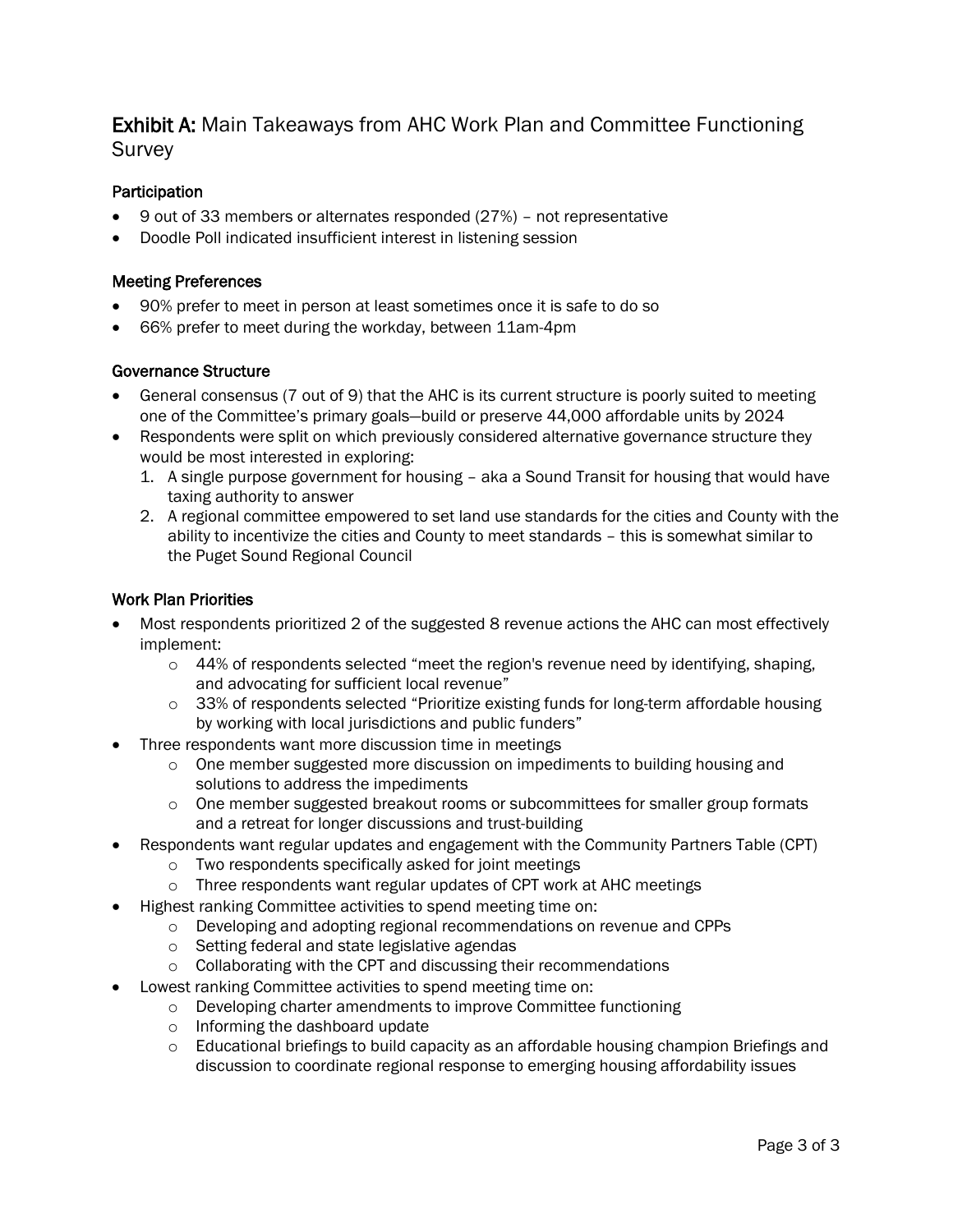## **Exhibit A:** Main Takeaways from AHC Work Plan and Committee Functioning Survey

### Participation

- 9 out of 33 members or alternates responded (27%) – not representative
- Doodle Poll indicated insufficient interest in listening session

### Meeting Preferences

- 90% prefer to meet in person at least sometimes once it is safe to do so
- 66% prefer to meet during the workday, between 11am-4pm

### Governance Structure

- General consensus (7 out of 9) that the AHC is its current structure is poorly suited to meeting one of the Committee's primary goals—build or preserve 44,000 affordable units by 2024
- Respondents were split on which previously considered alternative governance structure they would be most interested in exploring:
    1. A single purpose government for housing – aka a Sound Transit for housing that would have taxing authority to answer
    2. A regional committee empowered to set land use standards for the cities and County with the ability to incentivize the cities and County to meet standards – this is somewhat similar to the Puget Sound Regional Council

### Work Plan Priorities

- Most respondents prioritized 2 of the suggested 8 revenue actions the AHC can most effectively implement:
    - 44% of respondents selected "meet the region's revenue need by identifying, shaping, and advocating for sufficient local revenue"
    - 33% of respondents selected "Prioritize existing funds for long-term affordable housing by working with local jurisdictions and public funders"
- Three respondents want more discussion time in meetings
    - One member suggested more discussion on impediments to building housing and solutions to address the impediments
    - One member suggested breakout rooms or subcommittees for smaller group formats and a retreat for longer discussions and trust-building
- Respondents want regular updates and engagement with the Community Partners Table (CPT)
    - Two respondents specifically asked for joint meetings
    - Three respondents want regular updates of CPT work at AHC meetings
- Highest ranking Committee activities to spend meeting time on:
    - Developing and adopting regional recommendations on revenue and CPPs
    - Setting federal and state legislative agendas
    - Collaborating with the CPT and discussing their recommendations
- Lowest ranking Committee activities to spend meeting time on:
    - Developing charter amendments to improve Committee functioning
    - Informing the dashboard update
    - Educational briefings to build capacity as an affordable housing champion Briefings and discussion to coordinate regional response to emerging housing affordability issues